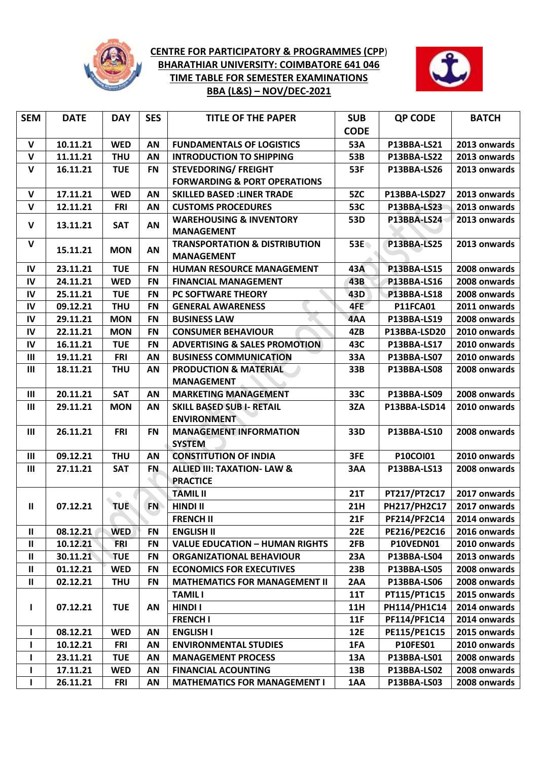# CENTRE FOR PARTICIPATORY & PROGRAMMES (CPP)
## BHARATHIAR UNIVERSITY: COIMBATORE 641 046
## TIME TABLE FOR SEMESTER EXAMINATIONS
## BBA (L&S) – NOV/DEC-2021

| SEM | DATE | DAY | SES | TITLE OF THE PAPER | SUB CODE | QP CODE | BATCH |
|---|---|---|---|---|---|---|---|
| V | 10.11.21 | WED | AN | FUNDAMENTALS OF LOGISTICS | 53A | P13BBA-LS21 | 2013 onwards |
| V | 11.11.21 | THU | AN | INTRODUCTION TO SHIPPING | 53B | P13BBA-LS22 | 2013 onwards |
| V | 16.11.21 | TUE | FN | STEVEDORING/ FREIGHT FORWARDING & PORT OPERATIONS | 53F | P13BBA-LS26 | 2013 onwards |
| V | 17.11.21 | WED | AN | SKILLED BASED :LINER TRADE | 5ZC | P13BBA-LSD27 | 2013 onwards |
| V | 12.11.21 | FRI | AN | CUSTOMS PROCEDURES | 53C | P13BBA-LS23 | 2013 onwards |
| V | 13.11.21 | SAT | AN | WAREHOUSING & INVENTORY MANAGEMENT | 53D | P13BBA-LS24 | 2013 onwards |
| V | 15.11.21 | MON | AN | TRANSPORTATION & DISTRIBUTION MANAGEMENT | 53E | P13BBA-LS25 | 2013 onwards |
| IV | 23.11.21 | TUE | FN | HUMAN RESOURCE MANAGEMENT | 43A | P13BBA-LS15 | 2008 onwards |
| IV | 24.11.21 | WED | FN | FINANCIAL MANAGEMENT | 43B | P13BBA-LS16 | 2008 onwards |
| IV | 25.11.21 | TUE | FN | PC SOFTWARE THEORY | 43D | P13BBA-LS18 | 2008 onwards |
| IV | 09.12.21 | THU | FN | GENERAL AWARENESS | 4FE | P11FCA01 | 2011 onwards |
| IV | 29.11.21 | MON | FN | BUSINESS LAW | 4AA | P13BBA-LS19 | 2008 onwards |
| IV | 22.11.21 | MON | FN | CONSUMER BEHAVIOUR | 4ZB | P13BBA-LSD20 | 2010 onwards |
| IV | 16.11.21 | TUE | FN | ADVERTISING & SALES PROMOTION | 43C | P13BBA-LS17 | 2010 onwards |
| III | 19.11.21 | FRI | AN | BUSINESS COMMUNICATION | 33A | P13BBA-LS07 | 2010 onwards |
| III | 18.11.21 | THU | AN | PRODUCTION & MATERIAL MANAGEMENT | 33B | P13BBA-LS08 | 2008 onwards |
| III | 20.11.21 | SAT | AN | MARKETING MANAGEMENT | 33C | P13BBA-LS09 | 2008 onwards |
| III | 29.11.21 | MON | AN | SKILL BASED SUB I- RETAIL ENVIRONMENT | 3ZA | P13BBA-LSD14 | 2010 onwards |
| III | 26.11.21 | FRI | FN | MANAGEMENT INFORMATION SYSTEM | 33D | P13BBA-LS10 | 2008 onwards |
| III | 09.12.21 | THU | AN | CONSTITUTION OF INDIA | 3FE | P10COI01 | 2010 onwards |
| III | 27.11.21 | SAT | FN | ALLIED III: TAXATION- LAW & PRACTICE | 3AA | P13BBA-LS13 | 2008 onwards |
| II | 07.12.21 | TUE | FN | TAMIL II | 21T | PT217/PT2C17 | 2017 onwards |
| | | | | HINDI II | 21H | PH217/PH2C17 | 2017 onwards |
| | | | | FRENCH II | 21F | PF214/PF2C14 | 2014 onwards |
| II | 08.12.21 | WED | FN | ENGLISH II | 22E | PE216/PE2C16 | 2016 onwards |
| II | 10.12.21 | FRI | FN | VALUE EDUCATION – HUMAN RIGHTS | 2FB | P10VEDN01 | 2010 onwards |
| II | 30.11.21 | TUE | FN | ORGANIZATIONAL BEHAVIOUR | 23A | P13BBA-LS04 | 2013 onwards |
| II | 01.12.21 | WED | FN | ECONOMICS FOR EXECUTIVES | 23B | P13BBA-LS05 | 2008 onwards |
| II | 02.12.21 | THU | FN | MATHEMATICS FOR MANAGEMENT II | 2AA | P13BBA-LS06 | 2008 onwards |
| I | 07.12.21 | TUE | AN | TAMIL I | 11T | PT115/PT1C15 | 2015 onwards |
| | | | | HINDI I | 11H | PH114/PH1C14 | 2014 onwards |
| | | | | FRENCH I | 11F | PF114/PF1C14 | 2014 onwards |
| I | 08.12.21 | WED | AN | ENGLISH I | 12E | PE115/PE1C15 | 2015 onwards |
| I | 10.12.21 | FRI | AN | ENVIRONMENTAL STUDIES | 1FA | P10FES01 | 2010 onwards |
| I | 23.11.21 | TUE | AN | MANAGEMENT PROCESS | 13A | P13BBA-LS01 | 2008 onwards |
| I | 17.11.21 | WED | AN | FINANCIAL ACOUNTING | 13B | P13BBA-LS02 | 2008 onwards |
| I | 26.11.21 | FRI | AN | MATHEMATICS FOR MANAGEMENT I | 1AA | P13BBA-LS03 | 2008 onwards |